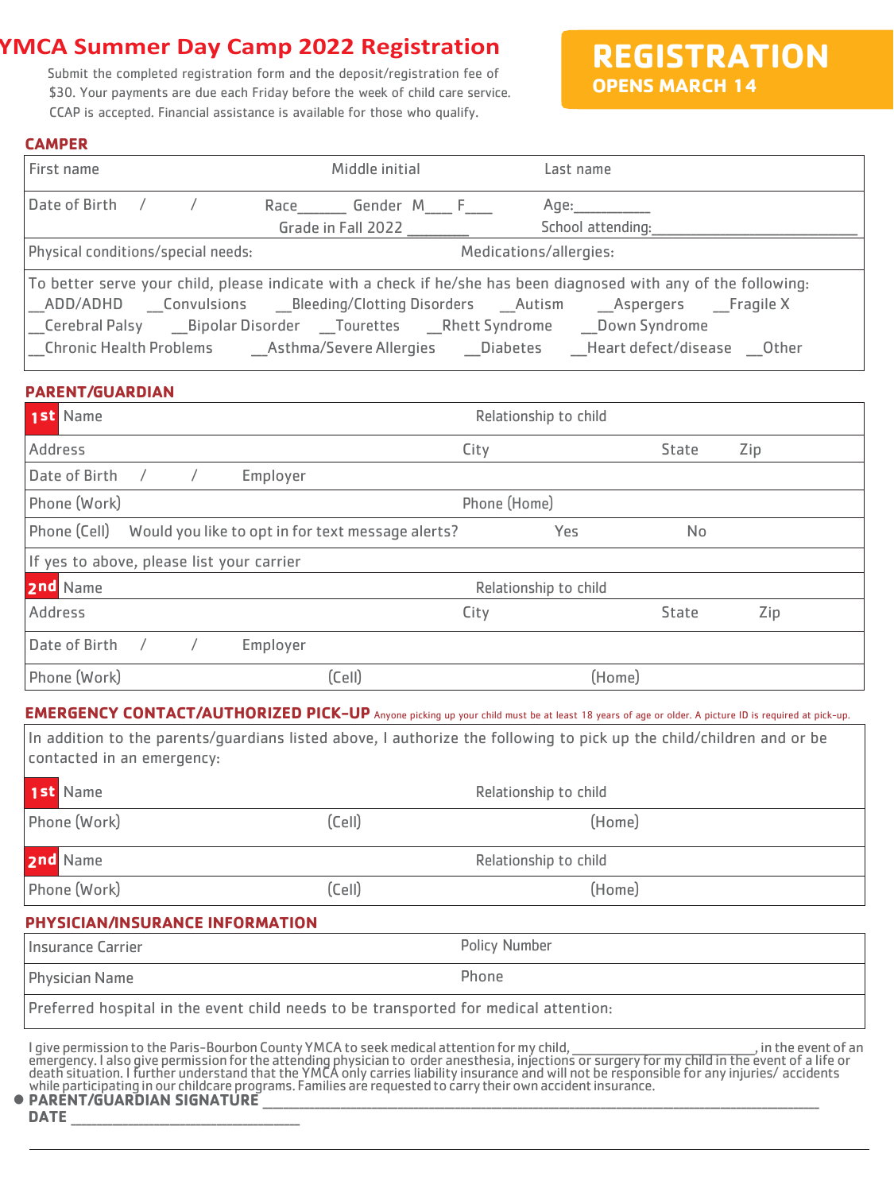# YMCA Summer Day Camp 2022 Registration

Submit the completed registration form and the deposit/registration fee of $30. Your payments are due each Friday before the week of child care service. CCAP is accepted. Financial assistance is available for those who qualify.

**REGISTRATION**
**OPENS MARCH 14**

## CAMPER

| First name | Middle initial | Last name |
|---|---|---|
| Date of Birth / / | Race______ Gender M___ F___ Grade in Fall 2022 ________ | Age:__________ School attending:___________________________ |
| Physical conditions/special needs: | Medications/allergies: | |

To better serve your child, please indicate with a check if he/she has been diagnosed with any of the following:
__ADD/ADHD __Convulsions __Bleeding/Clotting Disorders __Autism __Aspergers __Fragile X
__Cerebral Palsy __Bipolar Disorder __Tourettes __Rhett Syndrome __Down Syndrome
__Chronic Health Problems __Asthma/Severe Allergies __Diabetes __Heart defect/disease __Other

## PARENT/GUARDIAN

| | | | |
|---|---|---|---|
| 1st Name | Relationship to child | | |
| Address | City | State | Zip |
| Date of Birth / / Employer | | | |
| Phone (Work) | Phone (Home) | | |
| Phone (Cell) Would you like to opt in for text message alerts? | Yes | No | |
| If yes to above, please list your carrier | | | |
| 2nd Name | Relationship to child | | |
| Address | City | State | Zip |
| Date of Birth / / Employer | | | |
| Phone (Work) | (Cell) | (Home) | |

## EMERGENCY CONTACT/AUTHORIZED PICK-UP

Anyone picking up your child must be at least 18 years of age or older. A picture ID is required at pick-up.

In addition to the parents/guardians listed above, I authorize the following to pick up the child/children and or be contacted in an emergency:

| | | |
|---|---|---|
| 1st Name | Relationship to child | |
| Phone (Work) | (Cell) | (Home) |
| 2nd Name | Relationship to child | |
| Phone (Work) | (Cell) | (Home) |

## PHYSICIAN/INSURANCE INFORMATION

| | |
|---|---|
| Insurance Carrier | Policy Number |
| Physician Name | Phone |
| Preferred hospital in the event child needs to be transported for medical attention: | |

I give permission to the Paris-Bourbon County YMCA to seek medical attention for my child, __________________________, in the event of an emergency. I also give permission for the attending physician to order anesthesia, injections or surgery for my child in the event of a life or death situation. I further understand that the YMCA only carries liability insurance and will not be responsible for any injuries/ accidents while participating in our childcare programs. Families are requested to carry their own accident insurance.

- **PARENT/GUARDIAN SIGNATURE** ______________________________________________

**DATE** ________________________________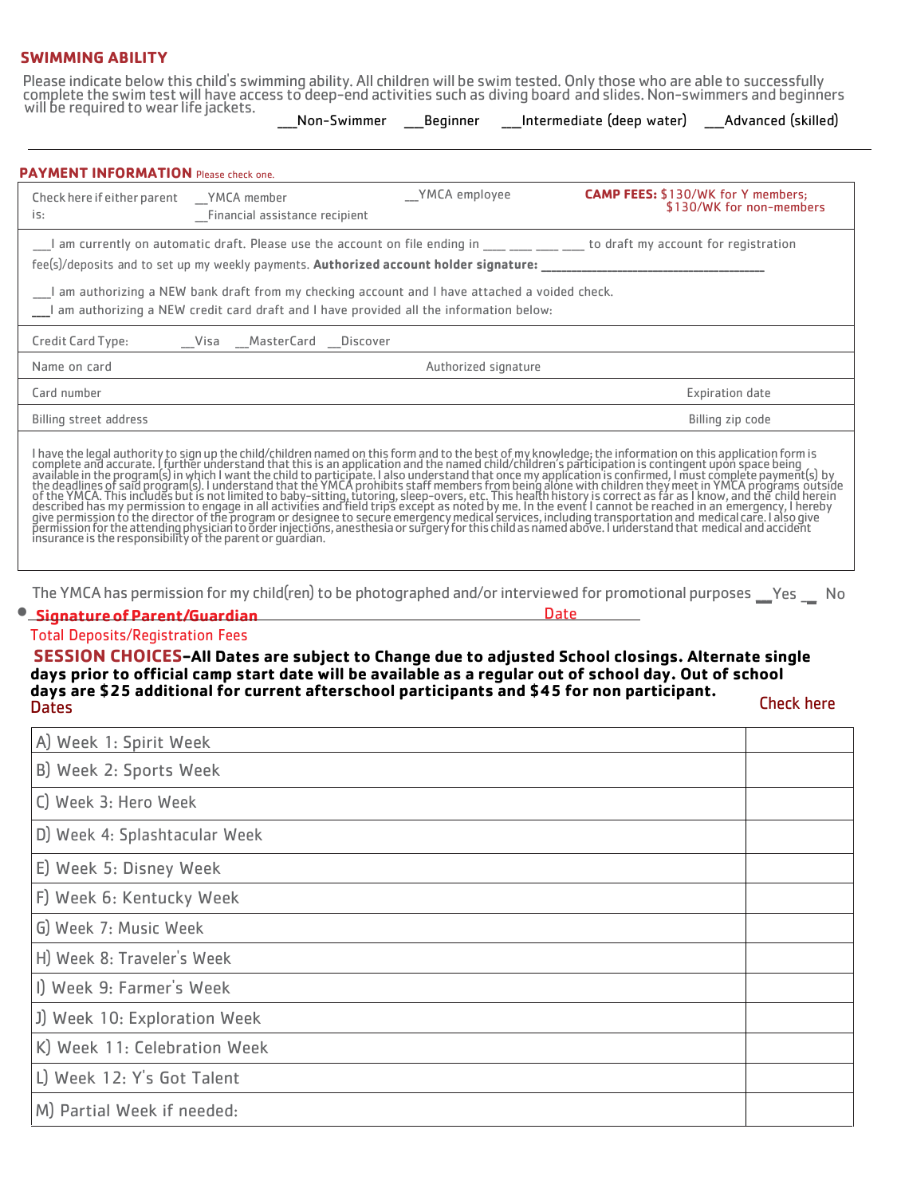## SWIMMING ABILITY

Please indicate below this child's swimming ability. All children will be swim tested. Only those who are able to successfully complete the swim test will have access to deep-end activities such as diving board and slides. Non-swimmers and beginners will be required to wear life jackets.

___Non-Swimmer ___Beginner ___Intermediate (deep water) ___Advanced (skilled)

## PAYMENT INFORMATION Please check one.

| | | | |
|---|---|---|---|
| Check here if either parent is: | __YMCA member<br>__Financial assistance recipient | __YMCA employee | **CAMP FEES:** $130/WK for Y members; $130/WK for non-members |

___I am currently on automatic draft. Please use the account on file ending in ___ ___ ___ ___ to draft my account for registration fee(s)/deposits and to set up my weekly payments. **Authorized account holder signature:** ___________________________________

___I am authorizing a NEW bank draft from my checking account and I have attached a voided check.
___I am authorizing a NEW credit card draft and I have provided all the information below:

| | |
|---|---|
| Credit Card Type: __Visa __MasterCard __Discover | |
| Name on card | Authorized signature |
| Card number | Expiration date |
| Billing street address | Billing zip code |

I have the legal authority to sign up the child/children named on this form and to the best of my knowledge; the information on this application form is complete and accurate. I further understand that this is an application and the named child/children's participation is contingent upon space being available in the program(s) in which I want the child to participate. I also understand that once my application is confirmed, I must complete payment(s) by the deadlines of said program(s). I understand that the YMCA prohibits staff members from being alone with children they meet in YMCA programs outside of the YMCA. This includes but is not limited to baby-sitting, tutoring, sleep-overs, etc. This health history is correct as far as I know, and the child herein described has my permission to engage in all activities and field trips except as noted by me. In the event I cannot be reached in an emergency, I hereby give permission to the director of the program or designee to secure emergency medical services, including transportation and medical care. I also give permission for the attending physician to order injections, anesthesia or surgery for this child as named above. I understand that medical and accident insurance is the responsibility of the parent or guardian.

The YMCA has permission for my child(ren) to be photographed and/or interviewed for promotional purposes __Yes __ No

**Signature of Parent/Guardian** ______________________________ Date __________

Total Deposits/Registration Fees

## SESSION CHOICES

**-All Dates are subject to Change due to adjusted School closings. Alternate single days prior to official camp start date will be available as a regular out of school day. Out of school days are $25 additional for current afterschool participants and $45 for non participant.**

| Dates | Check here |
|---|---|
| A) Week 1: Spirit Week | |
| B) Week 2: Sports Week | |
| C) Week 3: Hero Week | |
| D) Week 4: Splashtacular Week | |
| E) Week 5: Disney Week | |
| F) Week 6: Kentucky Week | |
| G) Week 7: Music Week | |
| H) Week 8: Traveler's Week | |
| I) Week 9: Farmer's Week | |
| J) Week 10: Exploration Week | |
| K) Week 11: Celebration Week | |
| L) Week 12: Y's Got Talent | |
| M) Partial Week if needed: | |